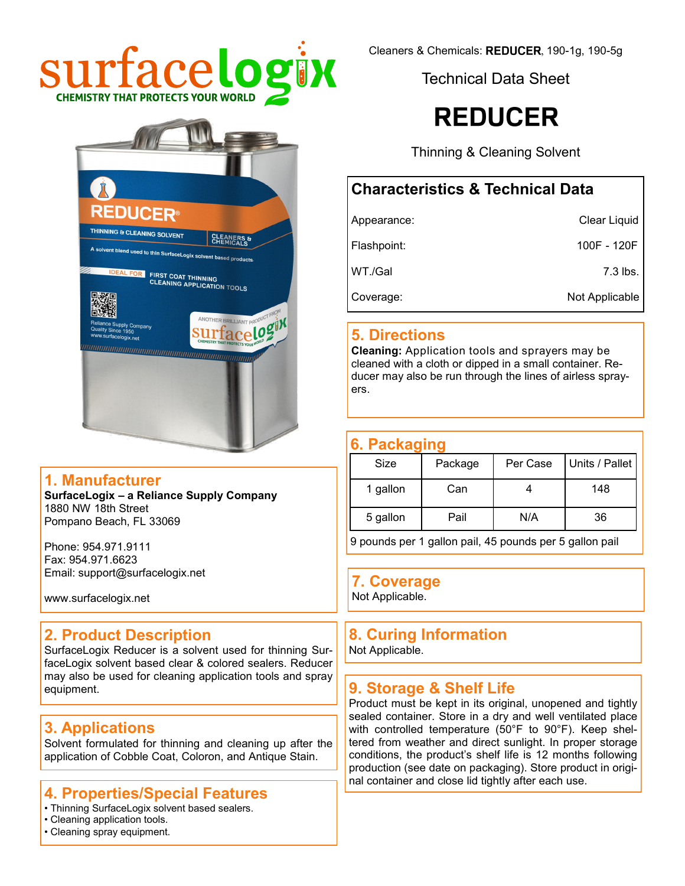surfacelogix
CHEMISTRY THAT PROTECTS YOUR WORLD

Cleaners & Chemicals: **REDUCER**, 190-1g, 190-5g

Technical Data Sheet

# REDUCER

Thinning & Cleaning Solvent

## Characteristics & Technical Data

| | |
|---|---|
| Appearance: | Clear Liquid |
| Flashpoint: | 100F - 120F |
| WT./Gal | 7.3 lbs. |
| Coverage: | Not Applicable |

## 1. Manufacturer

**SurfaceLogix – a Reliance Supply Company**
1880 NW 18th Street
Pompano Beach, FL 33069

Phone: 954.971.9111
Fax: 954.971.6623
Email: support@surfacelogix.net

www.surfacelogix.net

## 2. Product Description

SurfaceLogix Reducer is a solvent used for thinning SurfaceLogix solvent based clear & colored sealers. Reducer may also be used for cleaning application tools and spray equipment.

## 3. Applications

Solvent formulated for thinning and cleaning up after the application of Cobble Coat, Coloron, and Antique Stain.

## 4. Properties/Special Features

- Thinning SurfaceLogix solvent based sealers.
- Cleaning application tools.
- Cleaning spray equipment.

## 5. Directions

**Cleaning:** Application tools and sprayers may be cleaned with a cloth or dipped in a small container. Reducer may also be run through the lines of airless sprayers.

## 6. Packaging

| Size | Package | Per Case | Units / Pallet |
|---|---|---|---|
| 1 gallon | Can | 4 | 148 |
| 5 gallon | Pail | N/A | 36 |

9 pounds per 1 gallon pail, 45 pounds per 5 gallon pail

## 7. Coverage

Not Applicable.

## 8. Curing Information

Not Applicable.

## 9. Storage & Shelf Life

Product must be kept in its original, unopened and tightly sealed container. Store in a dry and well ventilated place with controlled temperature (50°F to 90°F). Keep sheltered from weather and direct sunlight. In proper storage conditions, the product's shelf life is 12 months following production (see date on packaging). Store product in original container and close lid tightly after each use.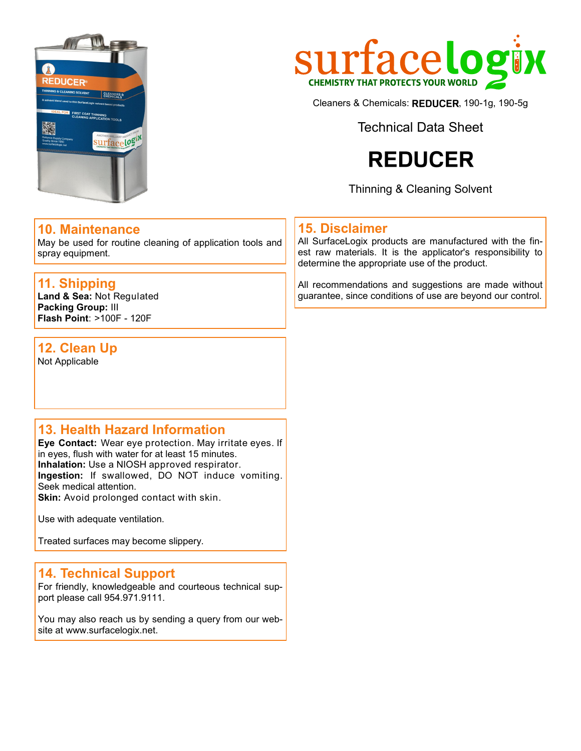surfacelogix

CHEMISTRY THAT PROTECTS YOUR WORLD

Cleaners & Chemicals: **REDUCER**, 190-1g, 190-5g

Technical Data Sheet

# REDUCER

Thinning & Cleaning Solvent

## 10. Maintenance

May be used for routine cleaning of application tools and spray equipment.

## 11. Shipping

**Land & Sea:** Not Regulated
**Packing Group:** III
**Flash Point**: >100F - 120F

## 12. Clean Up

Not Applicable

## 13. Health Hazard Information

**Eye Contact:** Wear eye protection. May irritate eyes. If in eyes, flush with water for at least 15 minutes.
**Inhalation:** Use a NIOSH approved respirator.
**Ingestion:** If swallowed, DO NOT induce vomiting. Seek medical attention.
**Skin:** Avoid prolonged contact with skin.

Use with adequate ventilation.

Treated surfaces may become slippery.

## 14. Technical Support

For friendly, knowledgeable and courteous technical support please call 954.971.9111.

You may also reach us by sending a query from our website at www.surfacelogix.net.

## 15. Disclaimer

All SurfaceLogix products are manufactured with the finest raw materials. It is the applicator's responsibility to determine the appropriate use of the product.

All recommendations and suggestions are made without guarantee, since conditions of use are beyond our control.